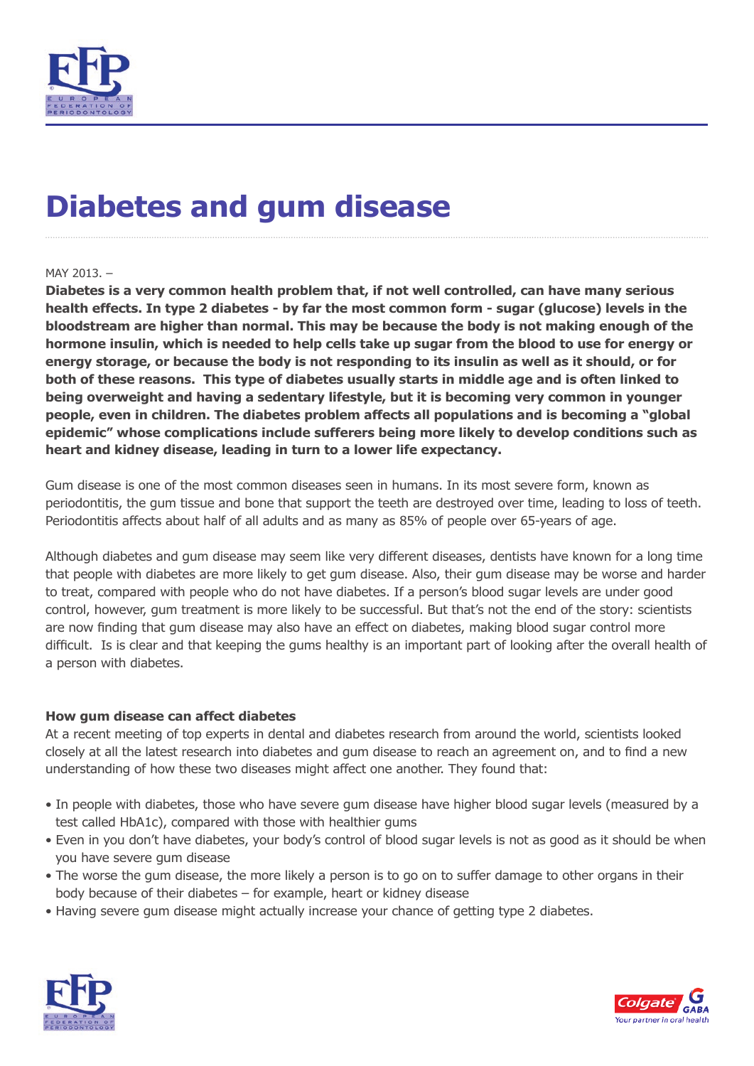# Diabetes and gum disease

MAY 2013. –

**Diabetes is a very common health problem that, if not well controlled, can have many serious health effects. In type 2 diabetes - by far the most common form - sugar (glucose) levels in the bloodstream are higher than normal. This may be because the body is not making enough of the hormone insulin, which is needed to help cells take up sugar from the blood to use for energy or energy storage, or because the body is not responding to its insulin as well as it should, or for both of these reasons. This type of diabetes usually starts in middle age and is often linked to being overweight and having a sedentary lifestyle, but it is becoming very common in younger people, even in children. The diabetes problem affects all populations and is becoming a "global epidemic" whose complications include sufferers being more likely to develop conditions such as heart and kidney disease, leading in turn to a lower life expectancy.**

Gum disease is one of the most common diseases seen in humans. In its most severe form, known as periodontitis, the gum tissue and bone that support the teeth are destroyed over time, leading to loss of teeth. Periodontitis affects about half of all adults and as many as 85% of people over 65-years of age.

Although diabetes and gum disease may seem like very different diseases, dentists have known for a long time that people with diabetes are more likely to get gum disease. Also, their gum disease may be worse and harder to treat, compared with people who do not have diabetes. If a person's blood sugar levels are under good control, however, gum treatment is more likely to be successful. But that's not the end of the story: scientists are now finding that gum disease may also have an effect on diabetes, making blood sugar control more difficult. Is is clear and that keeping the gums healthy is an important part of looking after the overall health of a person with diabetes.

**How gum disease can affect diabetes**

At a recent meeting of top experts in dental and diabetes research from around the world, scientists looked closely at all the latest research into diabetes and gum disease to reach an agreement on, and to find a new understanding of how these two diseases might affect one another. They found that:

- In people with diabetes, those who have severe gum disease have higher blood sugar levels (measured by a test called HbA1c), compared with those with healthier gums
- Even in you don't have diabetes, your body's control of blood sugar levels is not as good as it should be when you have severe gum disease
- The worse the gum disease, the more likely a person is to go on to suffer damage to other organs in their body because of their diabetes – for example, heart or kidney disease
- Having severe gum disease might actually increase your chance of getting type 2 diabetes.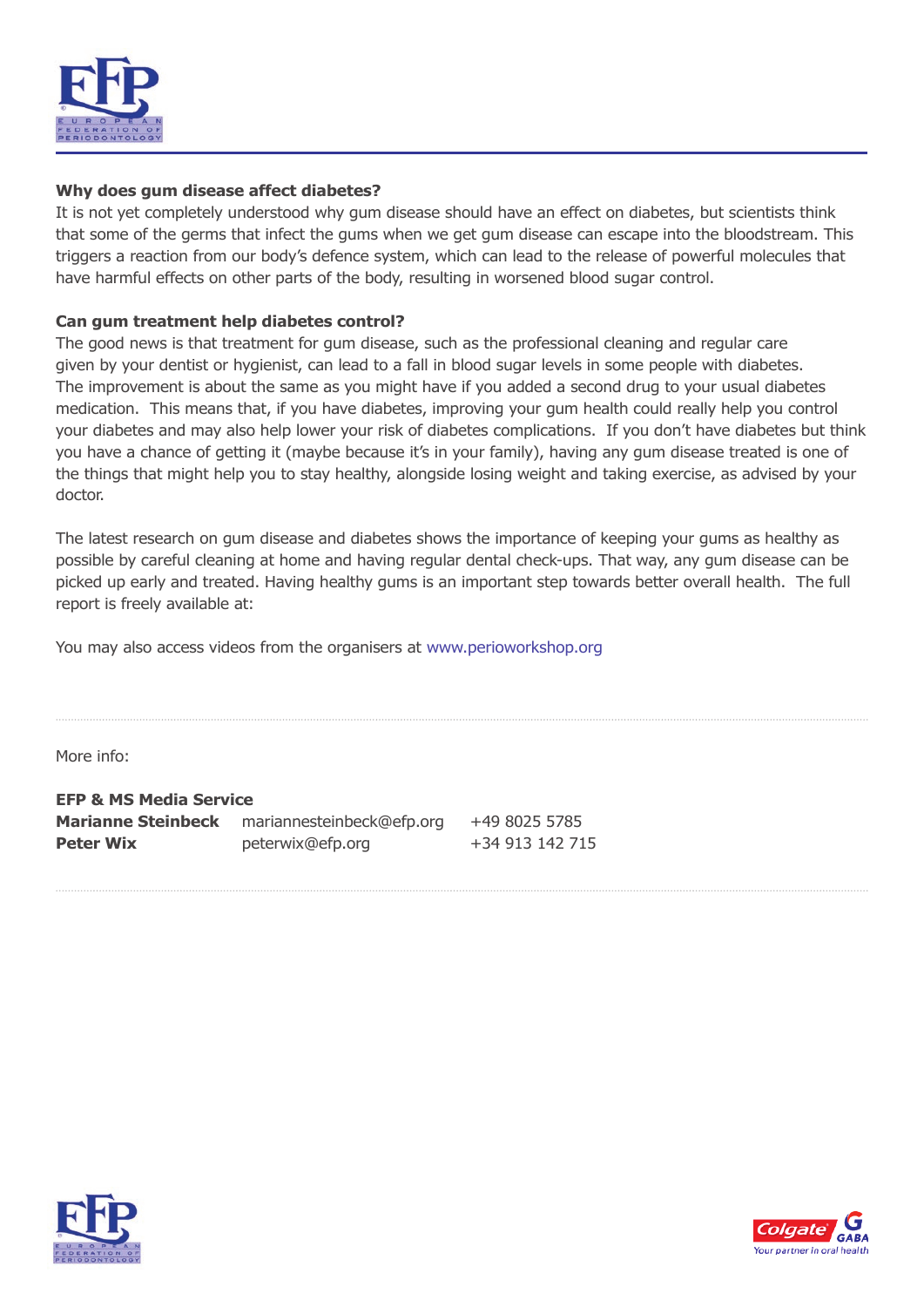### Why does gum disease affect diabetes?

It is not yet completely understood why gum disease should have an effect on diabetes, but scientists think that some of the germs that infect the gums when we get gum disease can escape into the bloodstream. This triggers a reaction from our body's defence system, which can lead to the release of powerful molecules that have harmful effects on other parts of the body, resulting in worsened blood sugar control.

### Can gum treatment help diabetes control?

The good news is that treatment for gum disease, such as the professional cleaning and regular care given by your dentist or hygienist, can lead to a fall in blood sugar levels in some people with diabetes. The improvement is about the same as you might have if you added a second drug to your usual diabetes medication. This means that, if you have diabetes, improving your gum health could really help you control your diabetes and may also help lower your risk of diabetes complications. If you don't have diabetes but think you have a chance of getting it (maybe because it's in your family), having any gum disease treated is one of the things that might help you to stay healthy, alongside losing weight and taking exercise, as advised by your doctor.

The latest research on gum disease and diabetes shows the importance of keeping your gums as healthy as possible by careful cleaning at home and having regular dental check-ups. That way, any gum disease can be picked up early and treated. Having healthy gums is an important step towards better overall health. The full report is freely available at:

You may also access videos from the organisers at www.perioworkshop.org

---

More info:

**EFP & MS Media Service**

| | | |
|---|---|---|
| **Marianne Steinbeck** | mariannesteinbeck@efp.org | +49 8025 5785 |
| **Peter Wix** | peterwix@efp.org | +34 913 142 715 |

---